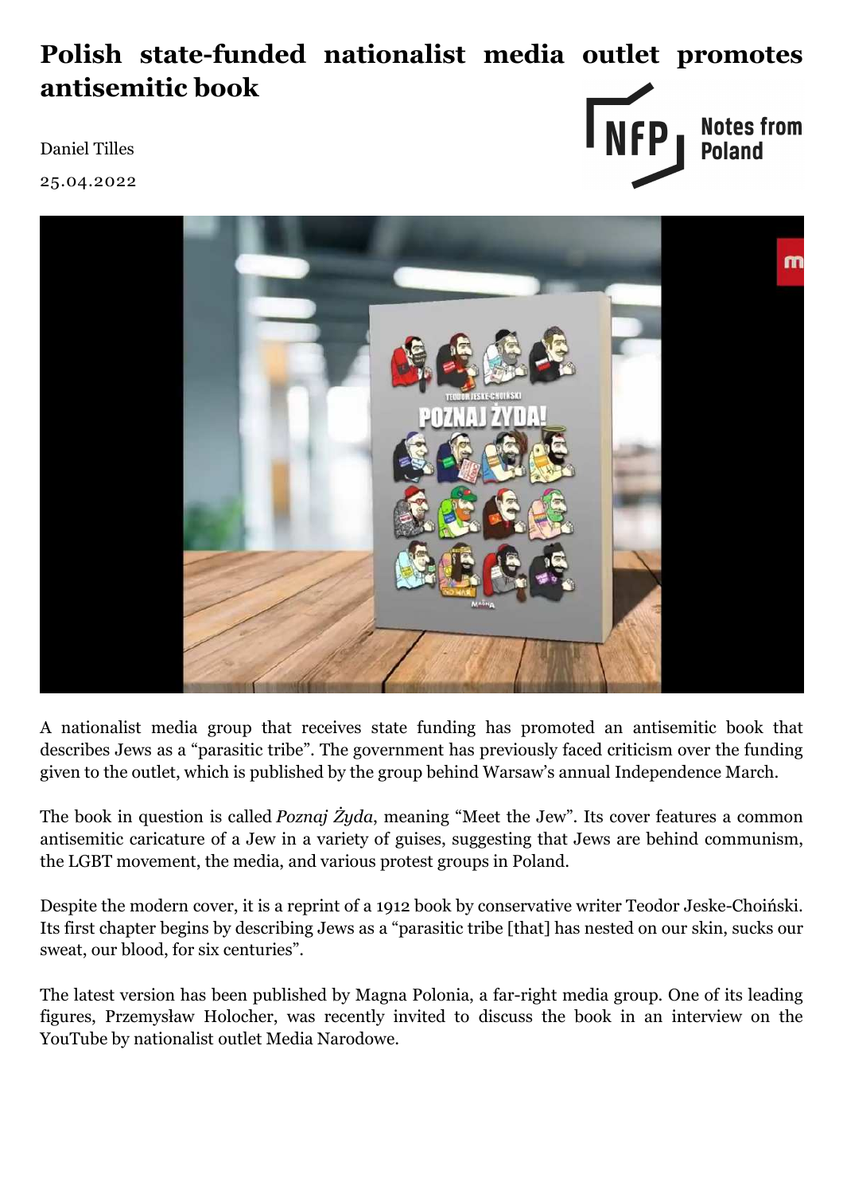# Polish state-funded nationalist media outlet promotes antisemitic book

Daniel Tilles

25.04.2022

A nationalist media group that receives state funding has promoted an antisemitic book that describes Jews as a "parasitic tribe". The government has previously faced criticism over the funding given to the outlet, which is published by the group behind Warsaw's annual Independence March.

The book in question is called *Poznaj Żyda*, meaning "Meet the Jew". Its cover features a common antisemitic caricature of a Jew in a variety of guises, suggesting that Jews are behind communism, the LGBT movement, the media, and various protest groups in Poland.

Despite the modern cover, it is a reprint of a 1912 book by conservative writer Teodor Jeske-Choiński. Its first chapter begins by describing Jews as a "parasitic tribe [that] has nested on our skin, sucks our sweat, our blood, for six centuries".

The latest version has been published by Magna Polonia, a far-right media group. One of its leading figures, Przemysław Holocher, was recently invited to discuss the book in an interview on the YouTube by nationalist outlet Media Narodowe.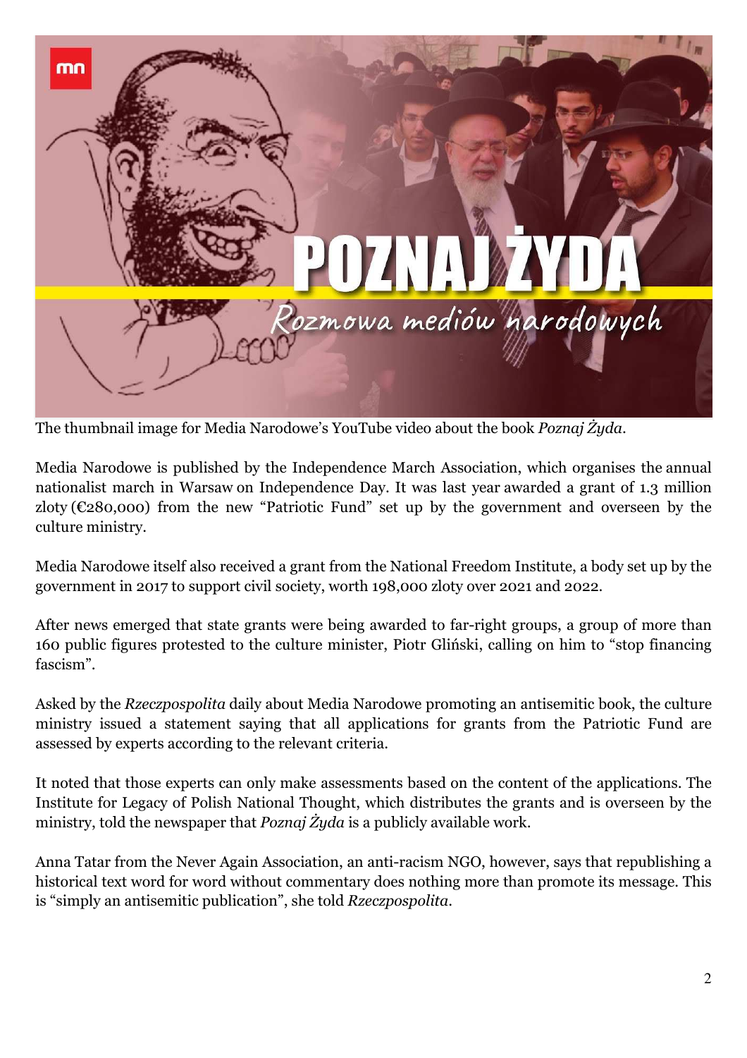The thumbnail image for Media Narodowe's YouTube video about the book *Poznaj Żyda*.

Media Narodowe is published by the Independence March Association, which organises the annual nationalist march in Warsaw on Independence Day. It was last year awarded a grant of 1.3 million zloty (€280,000) from the new "Patriotic Fund" set up by the government and overseen by the culture ministry.

Media Narodowe itself also received a grant from the National Freedom Institute, a body set up by the government in 2017 to support civil society, worth 198,000 zloty over 2021 and 2022.

After news emerged that state grants were being awarded to far-right groups, a group of more than 160 public figures protested to the culture minister, Piotr Gliński, calling on him to "stop financing fascism".

Asked by the *Rzeczpospolita* daily about Media Narodowe promoting an antisemitic book, the culture ministry issued a statement saying that all applications for grants from the Patriotic Fund are assessed by experts according to the relevant criteria.

It noted that those experts can only make assessments based on the content of the applications. The Institute for Legacy of Polish National Thought, which distributes the grants and is overseen by the ministry, told the newspaper that *Poznaj Żyda* is a publicly available work.

Anna Tatar from the Never Again Association, an anti-racism NGO, however, says that republishing a historical text word for word without commentary does nothing more than promote its message. This is "simply an antisemitic publication", she told *Rzeczpospolita*.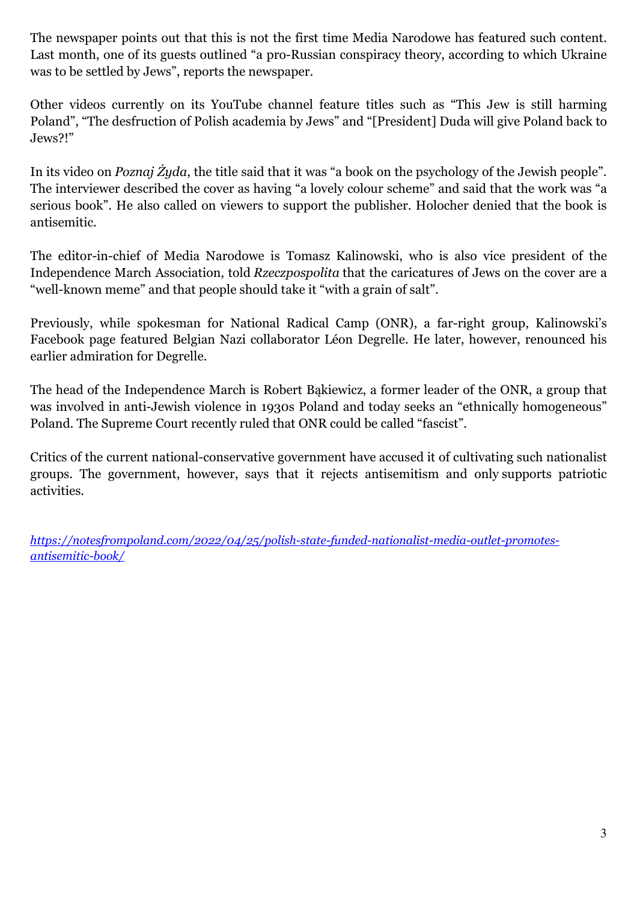The newspaper points out that this is not the first time Media Narodowe has featured such content. Last month, one of its guests outlined "a pro-Russian conspiracy theory, according to which Ukraine was to be settled by Jews", reports the newspaper.

Other videos currently on its YouTube channel feature titles such as "This Jew is still harming Poland", "The desfruction of Polish academia by Jews" and "[President] Duda will give Poland back to Jews?!"

In its video on *Poznaj Żyda*, the title said that it was "a book on the psychology of the Jewish people". The interviewer described the cover as having "a lovely colour scheme" and said that the work was "a serious book". He also called on viewers to support the publisher. Holocher denied that the book is antisemitic.

The editor-in-chief of Media Narodowe is Tomasz Kalinowski, who is also vice president of the Independence March Association, told *Rzeczpospolita* that the caricatures of Jews on the cover are a "well-known meme" and that people should take it "with a grain of salt".

Previously, while spokesman for National Radical Camp (ONR), a far-right group, Kalinowski's Facebook page featured Belgian Nazi collaborator Léon Degrelle. He later, however, renounced his earlier admiration for Degrelle.

The head of the Independence March is Robert Bąkiewicz, a former leader of the ONR, a group that was involved in anti-Jewish violence in 1930s Poland and today seeks an "ethnically homogeneous" Poland. The Supreme Court recently ruled that ONR could be called "fascist".

Critics of the current national-conservative government have accused it of cultivating such nationalist groups. The government, however, says that it rejects antisemitism and only supports patriotic activities.

[https://notesfrompoland.com/2022/04/25/polish-state-funded-nationalist-media-outlet-promotes-antisemitic-book/](https://notesfrompoland.com/2022/04/25/polish-state-funded-nationalist-media-outlet-promotes-antisemitic-book/)